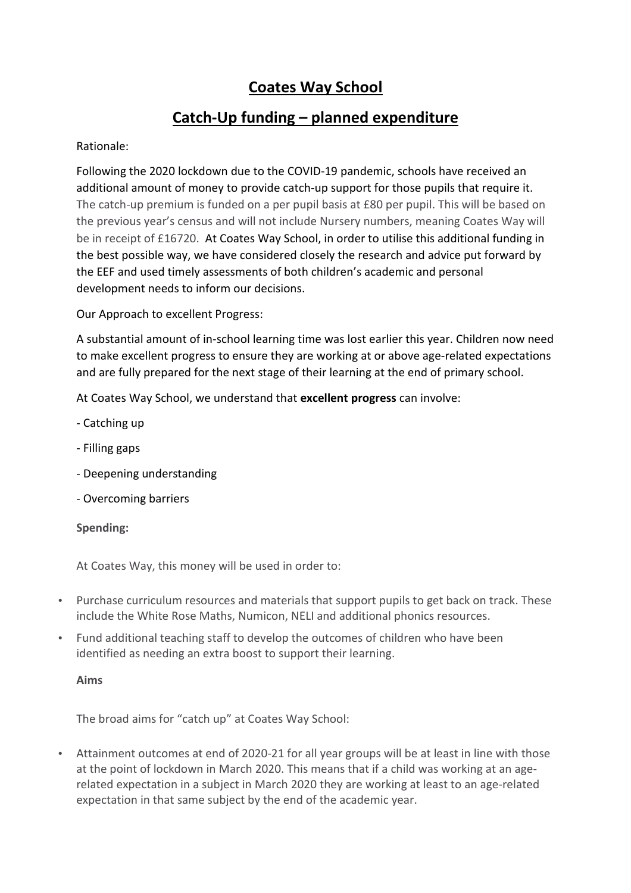# Coates Way School

## Catch-Up funding – planned expenditure

Rationale:

Following the 2020 lockdown due to the COVID-19 pandemic, schools have received an additional amount of money to provide catch-up support for those pupils that require it. The catch-up premium is funded on a per pupil basis at £80 per pupil. This will be based on the previous year's census and will not include Nursery numbers, meaning Coates Way will be in receipt of £16720. At Coates Way School, in order to utilise this additional funding in the best possible way, we have considered closely the research and advice put forward by the EEF and used timely assessments of both children's academic and personal development needs to inform our decisions.

Our Approach to excellent Progress:

A substantial amount of in-school learning time was lost earlier this year. Children now need to make excellent progress to ensure they are working at or above age-related expectations and are fully prepared for the next stage of their learning at the end of primary school.

At Coates Way School, we understand that **excellent progress** can involve:

- Catching up
- Filling gaps
- Deepening understanding
- Overcoming barriers

**Spending:**

At Coates Way, this money will be used in order to:

- Purchase curriculum resources and materials that support pupils to get back on track. These include the White Rose Maths, Numicon, NELI and additional phonics resources.
- Fund additional teaching staff to develop the outcomes of children who have been identified as needing an extra boost to support their learning.

**Aims**

The broad aims for "catch up" at Coates Way School:

- Attainment outcomes at end of 2020-21 for all year groups will be at least in line with those at the point of lockdown in March 2020. This means that if a child was working at an age-related expectation in a subject in March 2020 they are working at least to an age-related expectation in that same subject by the end of the academic year.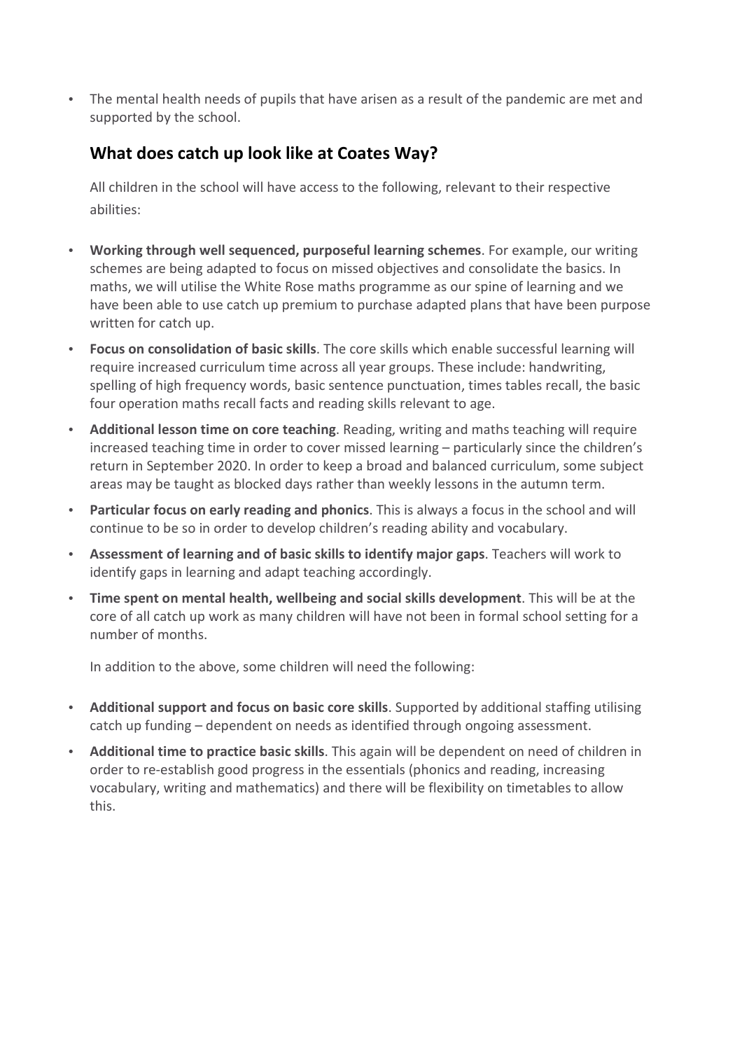- The mental health needs of pupils that have arisen as a result of the pandemic are met and supported by the school.

## What does catch up look like at Coates Way?

All children in the school will have access to the following, relevant to their respective abilities:

- **Working through well sequenced, purposeful learning schemes**. For example, our writing schemes are being adapted to focus on missed objectives and consolidate the basics. In maths, we will utilise the White Rose maths programme as our spine of learning and we have been able to use catch up premium to purchase adapted plans that have been purpose written for catch up.
- **Focus on consolidation of basic skills**. The core skills which enable successful learning will require increased curriculum time across all year groups. These include: handwriting, spelling of high frequency words, basic sentence punctuation, times tables recall, the basic four operation maths recall facts and reading skills relevant to age.
- **Additional lesson time on core teaching**. Reading, writing and maths teaching will require increased teaching time in order to cover missed learning – particularly since the children's return in September 2020. In order to keep a broad and balanced curriculum, some subject areas may be taught as blocked days rather than weekly lessons in the autumn term.
- **Particular focus on early reading and phonics**. This is always a focus in the school and will continue to be so in order to develop children's reading ability and vocabulary.
- **Assessment of learning and of basic skills to identify major gaps**. Teachers will work to identify gaps in learning and adapt teaching accordingly.
- **Time spent on mental health, wellbeing and social skills development**. This will be at the core of all catch up work as many children will have not been in formal school setting for a number of months.

In addition to the above, some children will need the following:

- **Additional support and focus on basic core skills**. Supported by additional staffing utilising catch up funding – dependent on needs as identified through ongoing assessment.
- **Additional time to practice basic skills**. This again will be dependent on need of children in order to re-establish good progress in the essentials (phonics and reading, increasing vocabulary, writing and mathematics) and there will be flexibility on timetables to allow this.